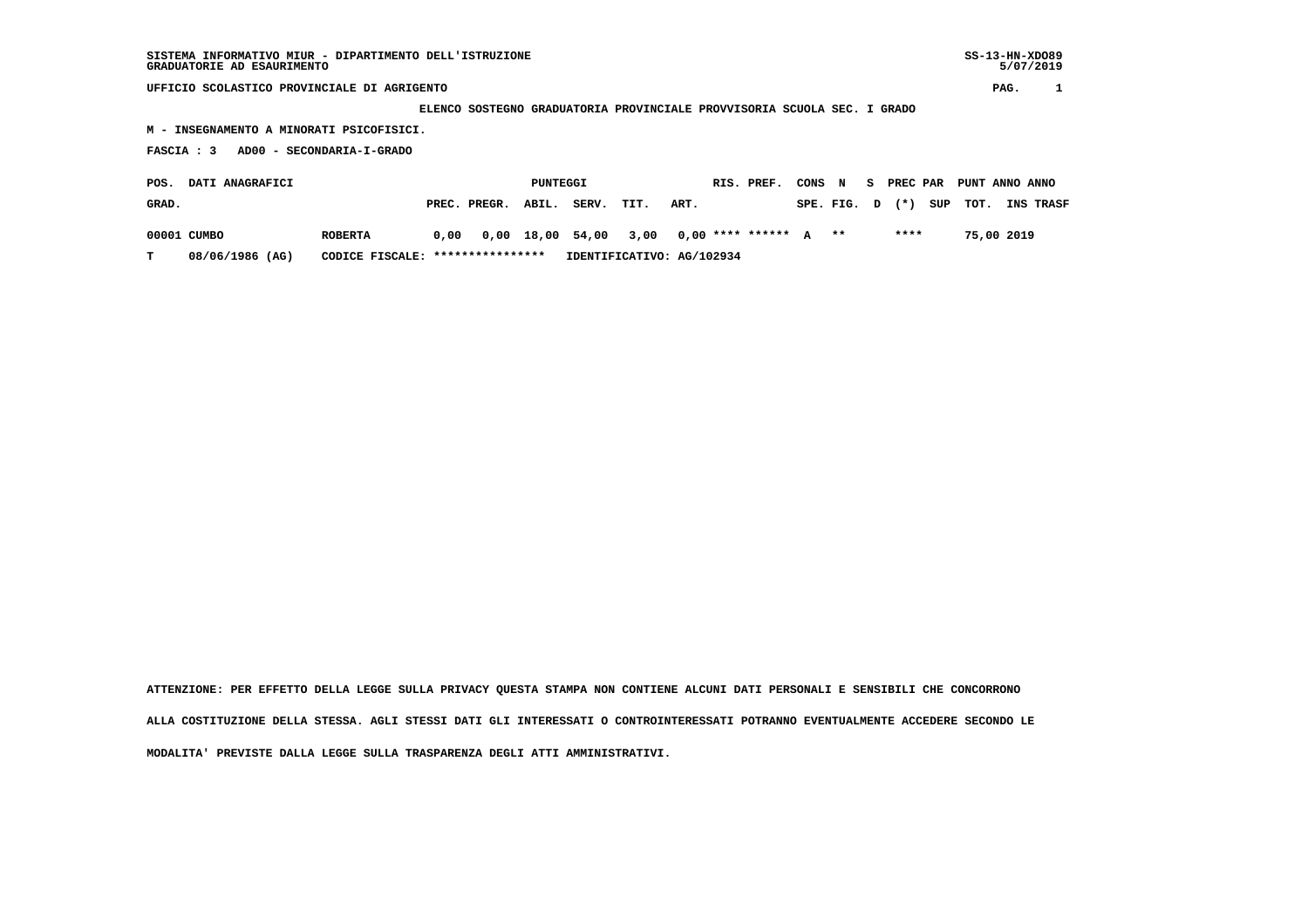SISTEMA INFORMATIVO MIUR - DIPARTIMENTO DELL'ISTRUZIONE
GRADUATORIE AD ESAURIMENTO

SS-13-HN-XDO89
5/07/2019

UFFICIO SCOLASTICO PROVINCIALE DI AGRIGENTO

ELENCO SOSTEGNO GRADUATORIA PROVINCIALE PROVVISORIA SCUOLA SEC. I GRADO

M - INSEGNAMENTO A MINORATI PSICOFISICI.

FASCIA : 3 AD00 - SECONDARIA-I-GRADO

| POS. GRAD. | DATI ANAGRAFICI | | PUNTEGGI PREC. | PREGR. | ABIL. | SERV. | TIT. | ART. | RIS. | PREF. | CONS SPE. | N FIG. | S D | PREC PAR (*) | SUP | PUNT TOT. | ANNO INS | ANNO TRASF |
|---|---|---|---|---|---|---|---|---|---|---|---|---|---|---|---|---|---|---|
| 00001 | CUMBO | ROBERTA | 0,00 | 0,00 | 18,00 | 54,00 | 3,00 | 0,00 | **** | ****** | A | ** | | **** | | 75,00 | 2019 | |
| T | 08/06/1986 (AG) | CODICE FISCALE: **************** | IDENTIFICATIVO: AG/102934 | | | | | | | | | | | | | | | |

ATTENZIONE: PER EFFETTO DELLA LEGGE SULLA PRIVACY QUESTA STAMPA NON CONTIENE ALCUNI DATI PERSONALI E SENSIBILI CHE CONCORRONO ALLA COSTITUZIONE DELLA STESSA. AGLI STESSI DATI GLI INTERESSATI O CONTROINTERESSATI POTRANNO EVENTUALMENTE ACCEDERE SECONDO LE MODALITA' PREVISTE DALLA LEGGE SULLA TRASPARENZA DEGLI ATTI AMMINISTRATIVI.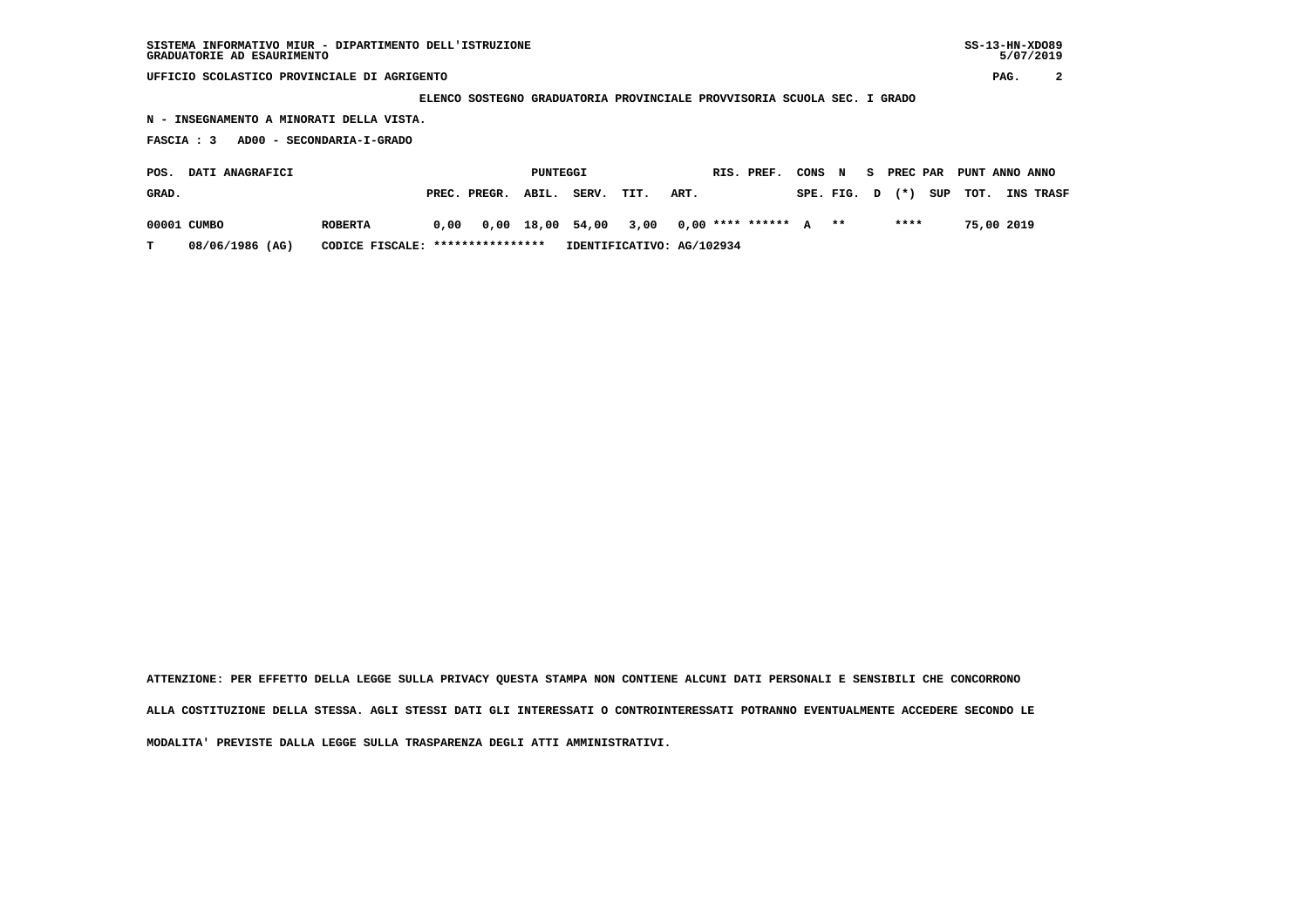SISTEMA INFORMATIVO MIUR - DIPARTIMENTO DELL'ISTRUZIONE
GRADUATORIE AD ESAURIMENTO

UFFICIO SCOLASTICO PROVINCIALE DI AGRIGENTO

**ELENCO SOSTEGNO GRADUATORIA PROVINCIALE PROVVISORIA SCUOLA SEC. I GRADO**

**N - INSEGNAMENTO A MINORATI DELLA VISTA.**

**FASCIA : 3 AD00 - SECONDARIA-I-GRADO**

| POS. GRAD. | DATI ANAGRAFICI | | PUNTEGGI PREC. | PREGR. | ABIL. | SERV. | TIT. | ART. | RIS. | PREF. | CONS SPE. | N FIG. | S D | PREC PAR (*) | SUP | PUNT TOT. | ANNO INS | ANNO TRASF |
|---|---|---|---|---|---|---|---|---|---|---|---|---|---|---|---|---|---|---|
| 00001 | CUMBO | ROBERTA | 0,00 | 0,00 | 18,00 | 54,00 | 3,00 | 0,00 | **** | ****** | A | ** | | **** | | 75,00 | 2019 | |
| T | 08/06/1986 (AG) | CODICE FISCALE: **************** | IDENTIFICATIVO: AG/102934 | | | | | | | | | | | | | | | |

ATTENZIONE: PER EFFETTO DELLA LEGGE SULLA PRIVACY QUESTA STAMPA NON CONTIENE ALCUNI DATI PERSONALI E SENSIBILI CHE CONCORRONO ALLA COSTITUZIONE DELLA STESSA. AGLI STESSI DATI GLI INTERESSATI O CONTROINTERESSATI POTRANNO EVENTUALMENTE ACCEDERE SECONDO LE MODALITA' PREVISTE DALLA LEGGE SULLA TRASPARENZA DEGLI ATTI AMMINISTRATIVI.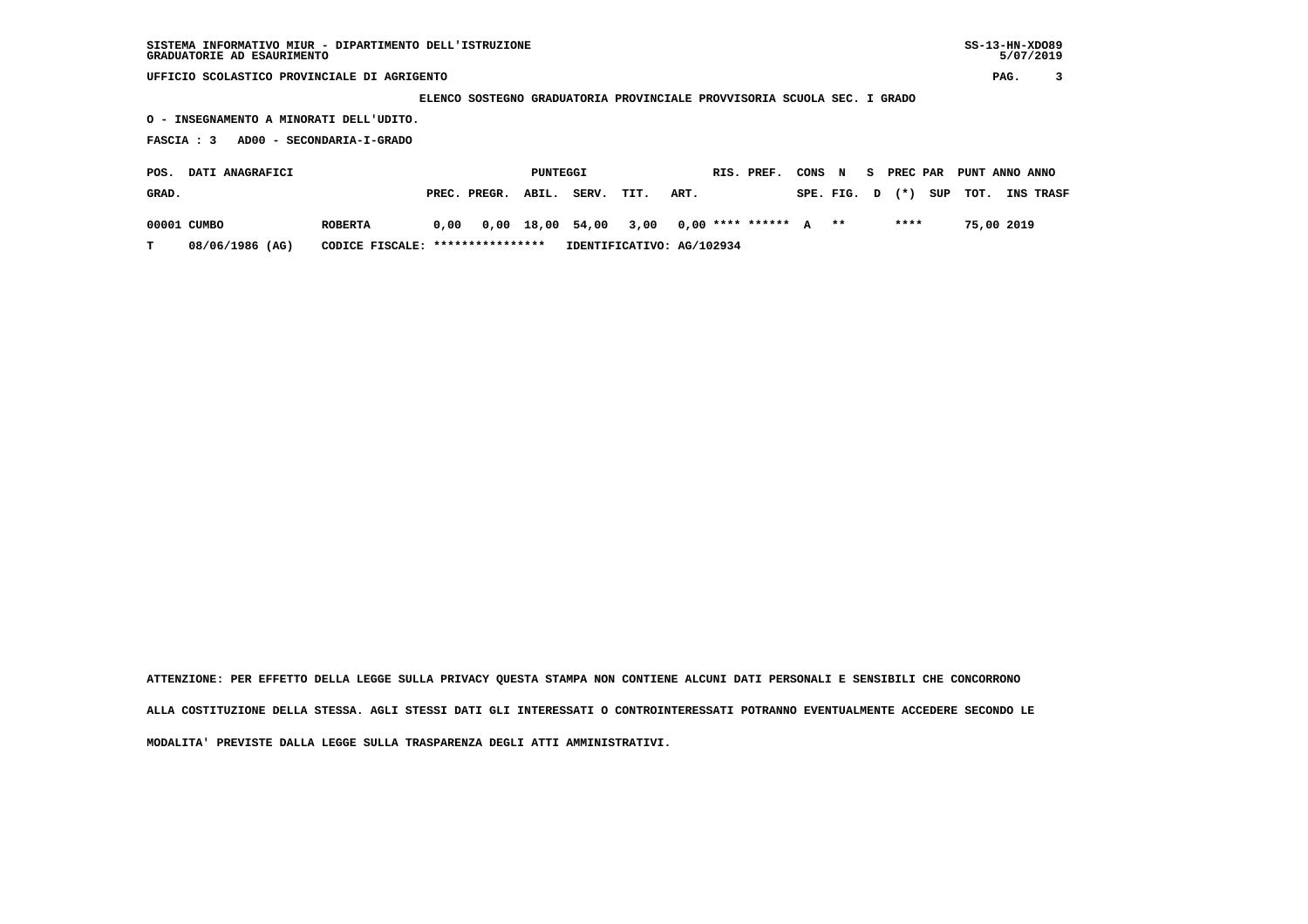SISTEMA INFORMATIVO MIUR - DIPARTIMENTO DELL'ISTRUZIONE
GRADUATORIE AD ESAURIMENTO

SS-13-HN-XDO89
5/07/2019

UFFICIO SCOLASTICO PROVINCIALE DI AGRIGENTO

**ELENCO SOSTEGNO GRADUATORIA PROVINCIALE PROVVISORIA SCUOLA SEC. I GRADO**

**O - INSEGNAMENTO A MINORATI DELL'UDITO.**

**FASCIA : 3 AD00 - SECONDARIA-I-GRADO**

| POS. GRAD. | DATI ANAGRAFICI | | PUNTEGGI PREC. | PREGR. | ABIL. | SERV. | TIT. | ART. | RIS. | PREF. | CONS SPE. | N FIG. | S D | PREC PAR (*) | SUP | PUNT TOT. | ANNO INS | ANNO TRASF |
|---|---|---|---|---|---|---|---|---|---|---|---|---|---|---|---|---|---|---|
| 00001 | CUMBO | ROBERTA | 0,00 | 0,00 | 18,00 | 54,00 | 3,00 | 0,00 | **** | ****** | A | ** | | **** | | 75,00 | 2019 | |
| T | 08/06/1986 (AG) | CODICE FISCALE: **************** | IDENTIFICATIVO: AG/102934 | | | | | | | | | | | | | | | |

ATTENZIONE: PER EFFETTO DELLA LEGGE SULLA PRIVACY QUESTA STAMPA NON CONTIENE ALCUNI DATI PERSONALI E SENSIBILI CHE CONCORRONO ALLA COSTITUZIONE DELLA STESSA. AGLI STESSI DATI GLI INTERESSATI O CONTROINTERESSATI POTRANNO EVENTUALMENTE ACCEDERE SECONDO LE MODALITA' PREVISTE DALLA LEGGE SULLA TRASPARENZA DEGLI ATTI AMMINISTRATIVI.